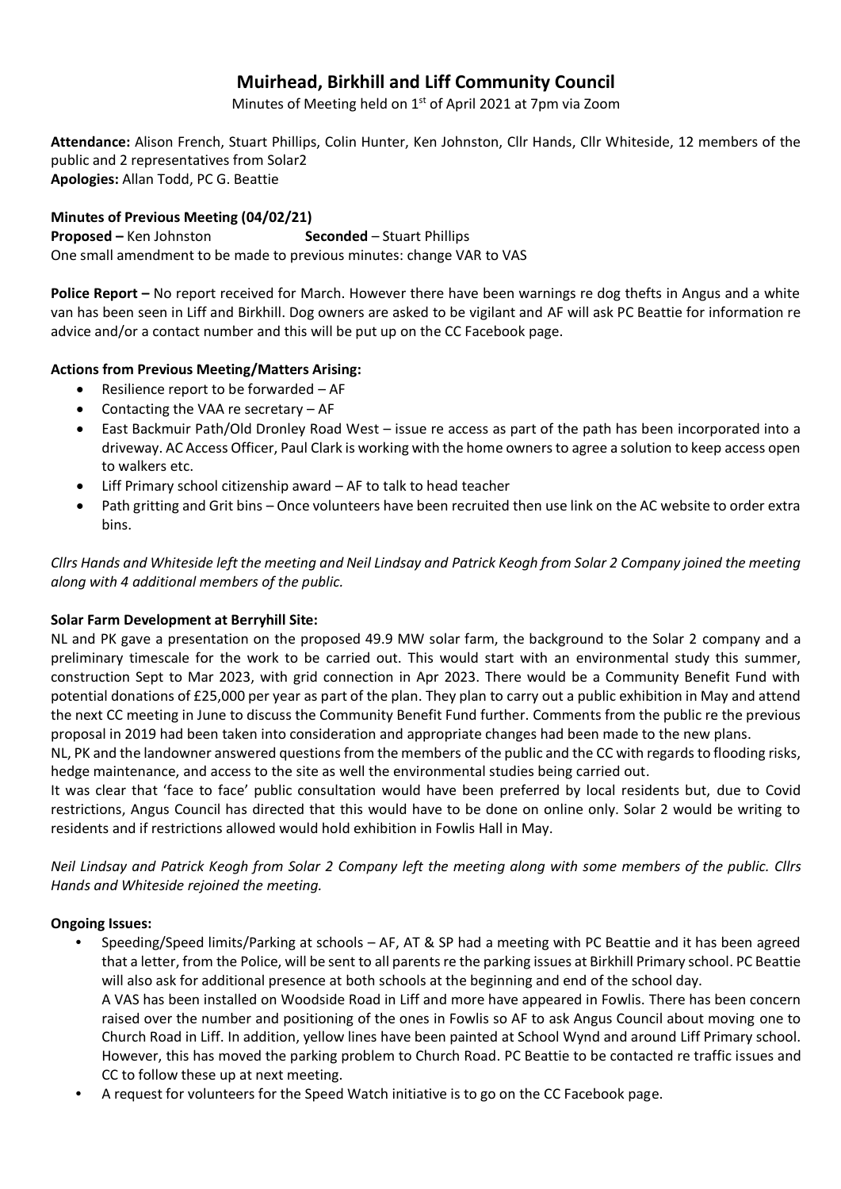# Muirhead, Birkhill and Liff Community Council

Minutes of Meeting held on 1st of April 2021 at 7pm via Zoom

**Attendance:** Alison French, Stuart Phillips, Colin Hunter, Ken Johnston, Cllr Hands, Cllr Whiteside, 12 members of the public and 2 representatives from Solar2
**Apologies:** Allan Todd, PC G. Beattie

**Minutes of Previous Meeting (04/02/21)**
**Proposed –** Ken Johnston **Seconded** – Stuart Phillips
One small amendment to be made to previous minutes: change VAR to VAS

**Police Report –** No report received for March. However there have been warnings re dog thefts in Angus and a white van has been seen in Liff and Birkhill. Dog owners are asked to be vigilant and AF will ask PC Beattie for information re advice and/or a contact number and this will be put up on the CC Facebook page.

**Actions from Previous Meeting/Matters Arising:**

- Resilience report to be forwarded – AF
- Contacting the VAA re secretary – AF
- East Backmuir Path/Old Dronley Road West – issue re access as part of the path has been incorporated into a driveway. AC Access Officer, Paul Clark is working with the home owners to agree a solution to keep access open to walkers etc.
- Liff Primary school citizenship award – AF to talk to head teacher
- Path gritting and Grit bins – Once volunteers have been recruited then use link on the AC website to order extra bins.

*Cllrs Hands and Whiteside left the meeting and Neil Lindsay and Patrick Keogh from Solar 2 Company joined the meeting along with 4 additional members of the public.*

**Solar Farm Development at Berryhill Site:**
NL and PK gave a presentation on the proposed 49.9 MW solar farm, the background to the Solar 2 company and a preliminary timescale for the work to be carried out. This would start with an environmental study this summer, construction Sept to Mar 2023, with grid connection in Apr 2023. There would be a Community Benefit Fund with potential donations of £25,000 per year as part of the plan. They plan to carry out a public exhibition in May and attend the next CC meeting in June to discuss the Community Benefit Fund further. Comments from the public re the previous proposal in 2019 had been taken into consideration and appropriate changes had been made to the new plans.
NL, PK and the landowner answered questions from the members of the public and the CC with regards to flooding risks, hedge maintenance, and access to the site as well the environmental studies being carried out.
It was clear that 'face to face' public consultation would have been preferred by local residents but, due to Covid restrictions, Angus Council has directed that this would have to be done on online only. Solar 2 would be writing to residents and if restrictions allowed would hold exhibition in Fowlis Hall in May.

*Neil Lindsay and Patrick Keogh from Solar 2 Company left the meeting along with some members of the public. Cllrs Hands and Whiteside rejoined the meeting.*

**Ongoing Issues:**

- Speeding/Speed limits/Parking at schools – AF, AT & SP had a meeting with PC Beattie and it has been agreed that a letter, from the Police, will be sent to all parents re the parking issues at Birkhill Primary school. PC Beattie will also ask for additional presence at both schools at the beginning and end of the school day.
  A VAS has been installed on Woodside Road in Liff and more have appeared in Fowlis. There has been concern raised over the number and positioning of the ones in Fowlis so AF to ask Angus Council about moving one to Church Road in Liff. In addition, yellow lines have been painted at School Wynd and around Liff Primary school. However, this has moved the parking problem to Church Road. PC Beattie to be contacted re traffic issues and CC to follow these up at next meeting.
- A request for volunteers for the Speed Watch initiative is to go on the CC Facebook page.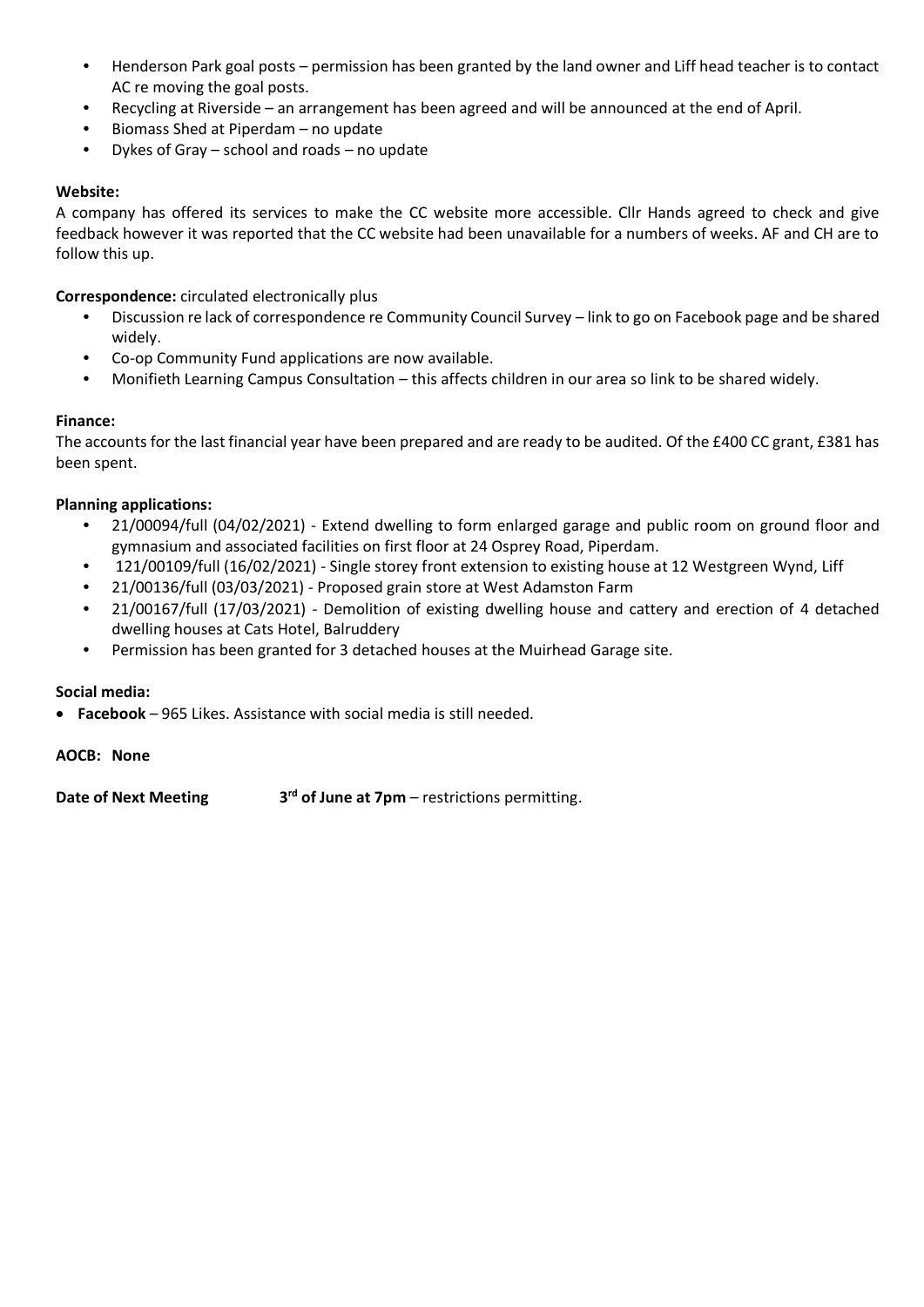- Henderson Park goal posts – permission has been granted by the land owner and Liff head teacher is to contact AC re moving the goal posts.
- Recycling at Riverside – an arrangement has been agreed and will be announced at the end of April.
- Biomass Shed at Piperdam – no update
- Dykes of Gray – school and roads – no update

**Website:**
A company has offered its services to make the CC website more accessible. Cllr Hands agreed to check and give feedback however it was reported that the CC website had been unavailable for a numbers of weeks. AF and CH are to follow this up.

**Correspondence:** circulated electronically plus

- Discussion re lack of correspondence re Community Council Survey – link to go on Facebook page and be shared widely.
- Co-op Community Fund applications are now available.
- Monifieth Learning Campus Consultation – this affects children in our area so link to be shared widely.

**Finance:**
The accounts for the last financial year have been prepared and are ready to be audited. Of the £400 CC grant, £381 has been spent.

**Planning applications:**

- 21/00094/full (04/02/2021) - Extend dwelling to form enlarged garage and public room on ground floor and gymnasium and associated facilities on first floor at 24 Osprey Road, Piperdam.
- 121/00109/full (16/02/2021) - Single storey front extension to existing house at 12 Westgreen Wynd, Liff
- 21/00136/full (03/03/2021) - Proposed grain store at West Adamston Farm
- 21/00167/full (17/03/2021) - Demolition of existing dwelling house and cattery and erection of 4 detached dwelling houses at Cats Hotel, Balruddery
- Permission has been granted for 3 detached houses at the Muirhead Garage site.

**Social media:**

- **Facebook** – 965 Likes. Assistance with social media is still needed.

**AOCB: None**

**Date of Next Meeting** **3rd of June at 7pm** – restrictions permitting.